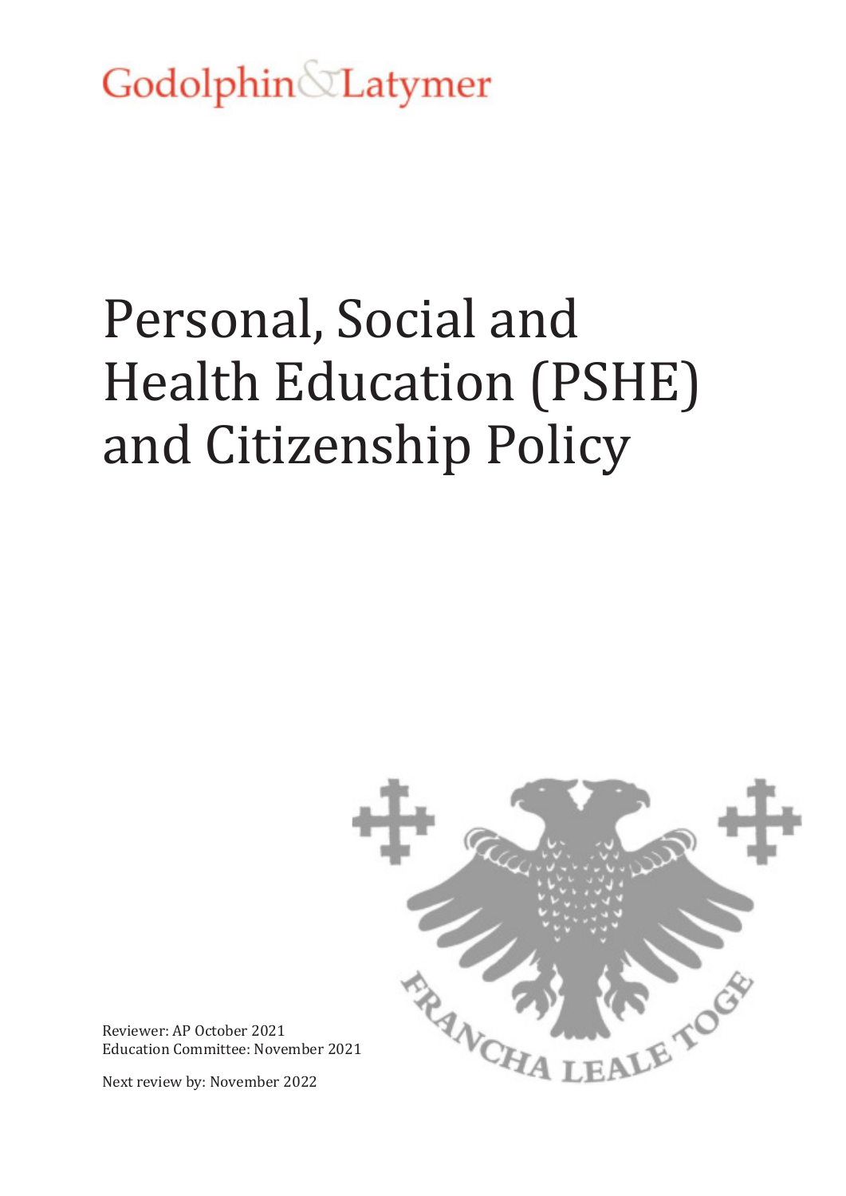Godolphin & Latymer

# Personal, Social and Health Education (PSHE) and Citizenship Policy

FRANCHA LEALE TOGE

Reviewer: AP October 2021
Education Committee: November 2021

Next review by: November 2022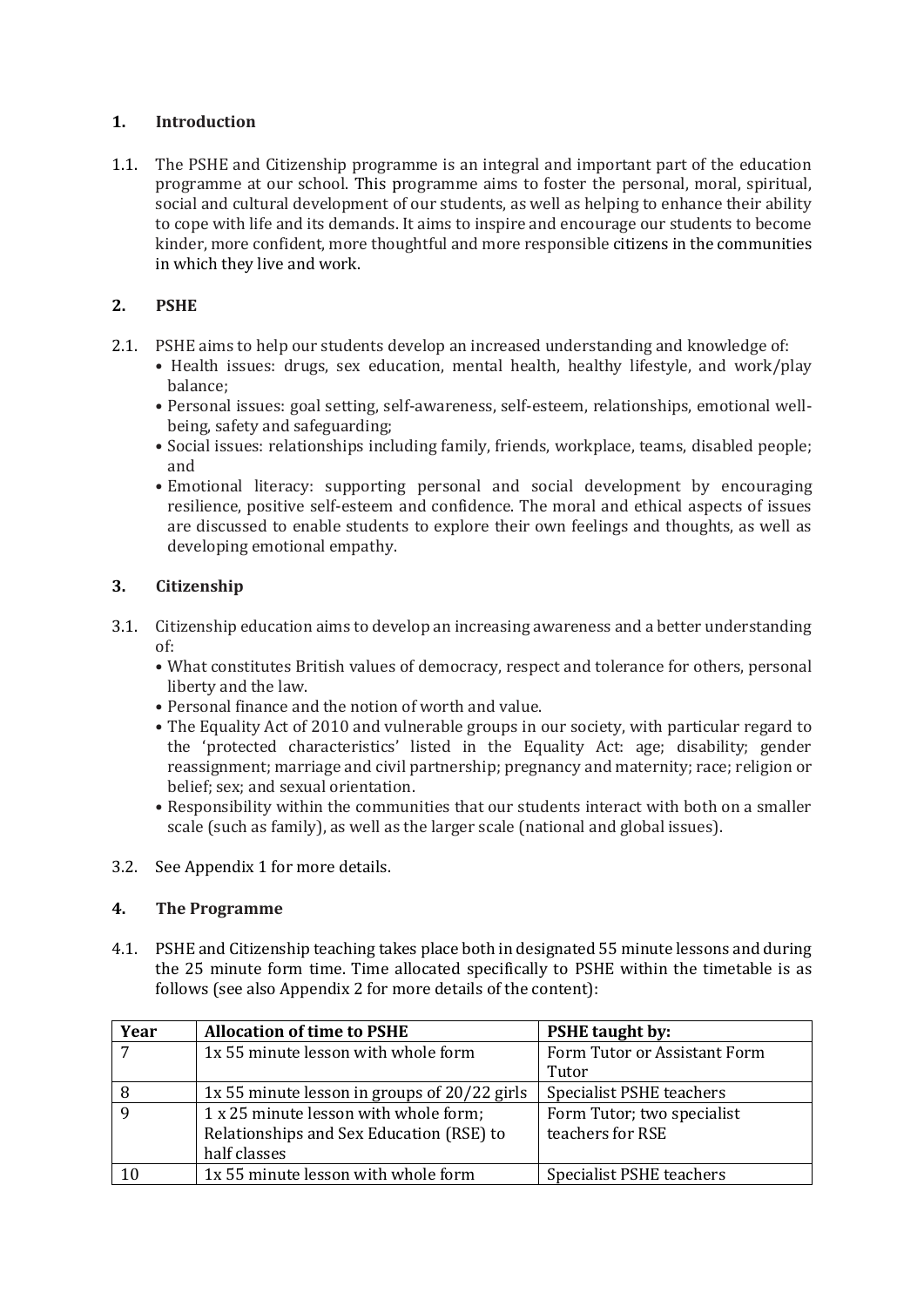## 1. Introduction

1.1. The PSHE and Citizenship programme is an integral and important part of the education programme at our school. This programme aims to foster the personal, moral, spiritual, social and cultural development of our students, as well as helping to enhance their ability to cope with life and its demands. It aims to inspire and encourage our students to become kinder, more confident, more thoughtful and more responsible citizens in the communities in which they live and work.

## 2. PSHE

2.1. PSHE aims to help our students develop an increased understanding and knowledge of:

- Health issues: drugs, sex education, mental health, healthy lifestyle, and work/play balance;
- Personal issues: goal setting, self-awareness, self-esteem, relationships, emotional well-being, safety and safeguarding;
- Social issues: relationships including family, friends, workplace, teams, disabled people; and
- Emotional literacy: supporting personal and social development by encouraging resilience, positive self-esteem and confidence. The moral and ethical aspects of issues are discussed to enable students to explore their own feelings and thoughts, as well as developing emotional empathy.

## 3. Citizenship

3.1. Citizenship education aims to develop an increasing awareness and a better understanding of:

- What constitutes British values of democracy, respect and tolerance for others, personal liberty and the law.
- Personal finance and the notion of worth and value.
- The Equality Act of 2010 and vulnerable groups in our society, with particular regard to the 'protected characteristics' listed in the Equality Act: age; disability; gender reassignment; marriage and civil partnership; pregnancy and maternity; race; religion or belief; sex; and sexual orientation.
- Responsibility within the communities that our students interact with both on a smaller scale (such as family), as well as the larger scale (national and global issues).

3.2. See Appendix 1 for more details.

## 4. The Programme

4.1. PSHE and Citizenship teaching takes place both in designated 55 minute lessons and during the 25 minute form time. Time allocated specifically to PSHE within the timetable is as follows (see also Appendix 2 for more details of the content):

| Year | Allocation of time to PSHE | PSHE taught by: |
|---|---|---|
| 7 | 1x 55 minute lesson with whole form | Form Tutor or Assistant Form Tutor |
| 8 | 1x 55 minute lesson in groups of 20/22 girls | Specialist PSHE teachers |
| 9 | 1 x 25 minute lesson with whole form; Relationships and Sex Education (RSE) to half classes | Form Tutor; two specialist teachers for RSE |
| 10 | 1x 55 minute lesson with whole form | Specialist PSHE teachers |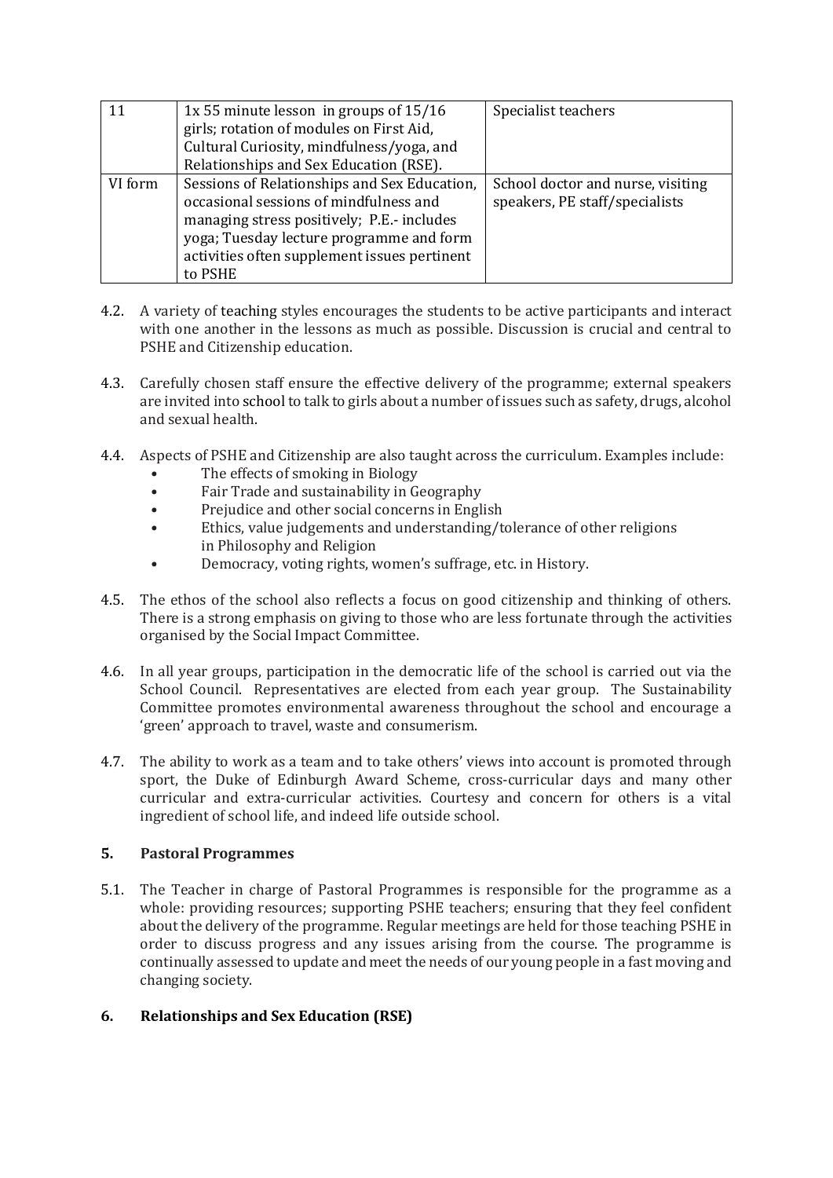| | | |
|---|---|---|
| 11 | 1x 55 minute lesson in groups of 15/16 girls; rotation of modules on First Aid, Cultural Curiosity, mindfulness/yoga, and Relationships and Sex Education (RSE). | Specialist teachers |
| VI form | Sessions of Relationships and Sex Education, occasional sessions of mindfulness and managing stress positively; P.E.- includes yoga; Tuesday lecture programme and form activities often supplement issues pertinent to PSHE | School doctor and nurse, visiting speakers, PE staff/specialists |

4.2. A variety of teaching styles encourages the students to be active participants and interact with one another in the lessons as much as possible. Discussion is crucial and central to PSHE and Citizenship education.

4.3. Carefully chosen staff ensure the effective delivery of the programme; external speakers are invited into school to talk to girls about a number of issues such as safety, drugs, alcohol and sexual health.

4.4. Aspects of PSHE and Citizenship are also taught across the curriculum. Examples include:

- The effects of smoking in Biology
- Fair Trade and sustainability in Geography
- Prejudice and other social concerns in English
- Ethics, value judgements and understanding/tolerance of other religions in Philosophy and Religion
- Democracy, voting rights, women's suffrage, etc. in History.

4.5. The ethos of the school also reflects a focus on good citizenship and thinking of others. There is a strong emphasis on giving to those who are less fortunate through the activities organised by the Social Impact Committee.

4.6. In all year groups, participation in the democratic life of the school is carried out via the School Council. Representatives are elected from each year group. The Sustainability Committee promotes environmental awareness throughout the school and encourage a 'green' approach to travel, waste and consumerism.

4.7. The ability to work as a team and to take others' views into account is promoted through sport, the Duke of Edinburgh Award Scheme, cross-curricular days and many other curricular and extra-curricular activities. Courtesy and concern for others is a vital ingredient of school life, and indeed life outside school.

## 5. Pastoral Programmes

5.1. The Teacher in charge of Pastoral Programmes is responsible for the programme as a whole: providing resources; supporting PSHE teachers; ensuring that they feel confident about the delivery of the programme. Regular meetings are held for those teaching PSHE in order to discuss progress and any issues arising from the course. The programme is continually assessed to update and meet the needs of our young people in a fast moving and changing society.

## 6. Relationships and Sex Education (RSE)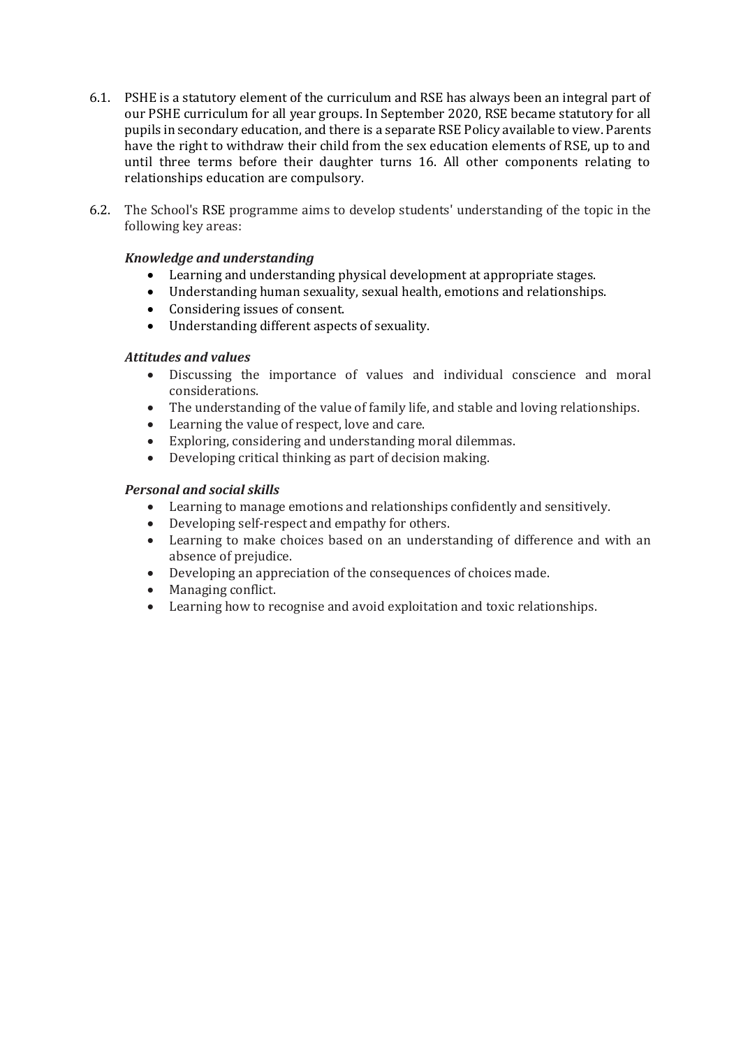6.1. PSHE is a statutory element of the curriculum and RSE has always been an integral part of our PSHE curriculum for all year groups. In September 2020, RSE became statutory for all pupils in secondary education, and there is a separate RSE Policy available to view. Parents have the right to withdraw their child from the sex education elements of RSE, up to and until three terms before their daughter turns 16. All other components relating to relationships education are compulsory.

6.2. The School's RSE programme aims to develop students' understanding of the topic in the following key areas:

***Knowledge and understanding***

- Learning and understanding physical development at appropriate stages.
- Understanding human sexuality, sexual health, emotions and relationships.
- Considering issues of consent.
- Understanding different aspects of sexuality.

***Attitudes and values***

- Discussing the importance of values and individual conscience and moral considerations.
- The understanding of the value of family life, and stable and loving relationships.
- Learning the value of respect, love and care.
- Exploring, considering and understanding moral dilemmas.
- Developing critical thinking as part of decision making.

***Personal and social skills***

- Learning to manage emotions and relationships confidently and sensitively.
- Developing self-respect and empathy for others.
- Learning to make choices based on an understanding of difference and with an absence of prejudice.
- Developing an appreciation of the consequences of choices made.
- Managing conflict.
- Learning how to recognise and avoid exploitation and toxic relationships.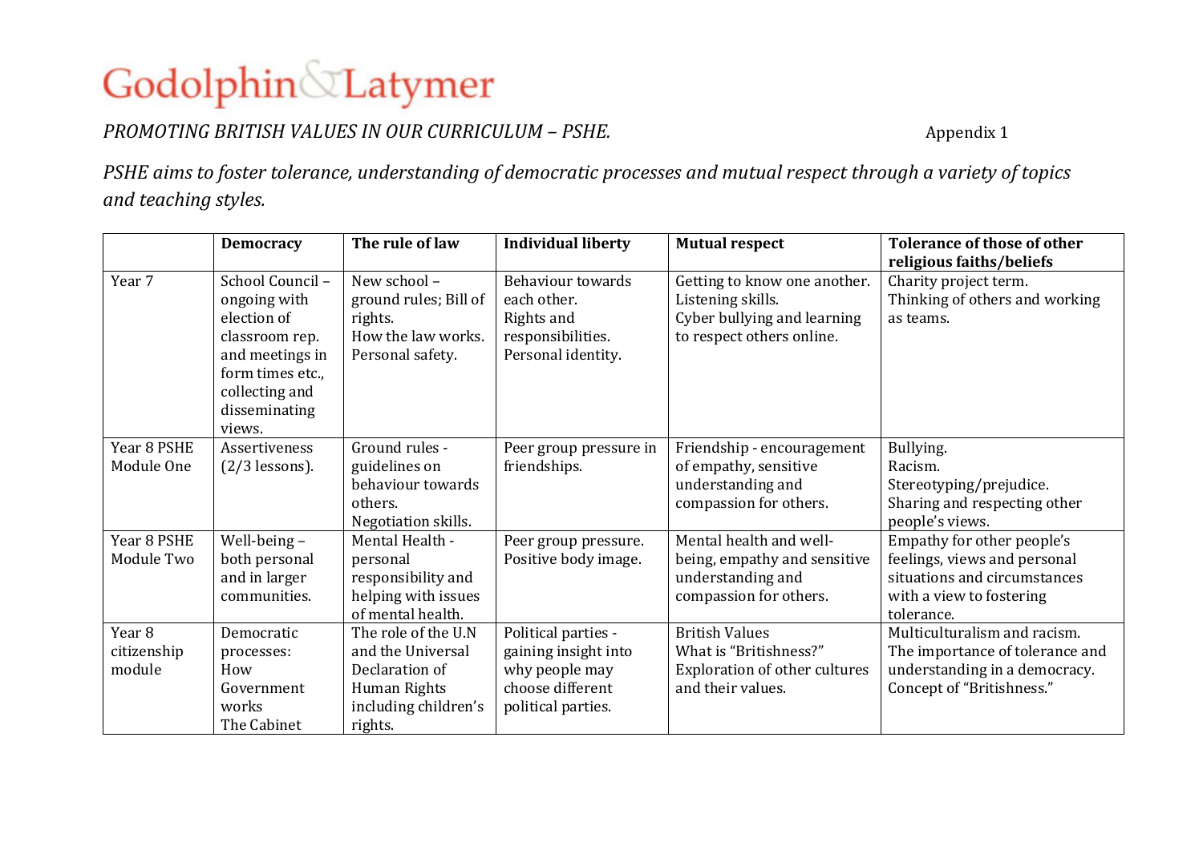# Godolphin & Latymer

*PROMOTING BRITISH VALUES IN OUR CURRICULUM – PSHE.* Appendix 1

*PSHE aims to foster tolerance, understanding of democratic processes and mutual respect through a variety of topics and teaching styles.*

| | **Democracy** | **The rule of law** | **Individual liberty** | **Mutual respect** | **Tolerance of those of other religious faiths/beliefs** |
|---|---|---|---|---|---|
| Year 7 | School Council – ongoing with election of classroom rep. and meetings in form times etc., collecting and disseminating views. | New school – ground rules; Bill of rights. How the law works. Personal safety. | Behaviour towards each other. Rights and responsibilities. Personal identity. | Getting to know one another. Listening skills. Cyber bullying and learning to respect others online. | Charity project term. Thinking of others and working as teams. |
| Year 8 PSHE Module One | Assertiveness (2/3 lessons). | Ground rules - guidelines on behaviour towards others. Negotiation skills. | Peer group pressure in friendships. | Friendship - encouragement of empathy, sensitive understanding and compassion for others. | Bullying. Racism. Stereotyping/prejudice. Sharing and respecting other people's views. |
| Year 8 PSHE Module Two | Well-being – both personal and in larger communities. | Mental Health - personal responsibility and helping with issues of mental health. | Peer group pressure. Positive body image. | Mental health and well-being, empathy and sensitive understanding and compassion for others. | Empathy for other people's feelings, views and personal situations and circumstances with a view to fostering tolerance. |
| Year 8 citizenship module | Democratic processes: How Government works The Cabinet | The role of the U.N and the Universal Declaration of Human Rights including children's rights. | Political parties - gaining insight into why people may choose different political parties. | British Values What is "Britishness?" Exploration of other cultures and their values. | Multiculturalism and racism. The importance of tolerance and understanding in a democracy. Concept of "Britishness." |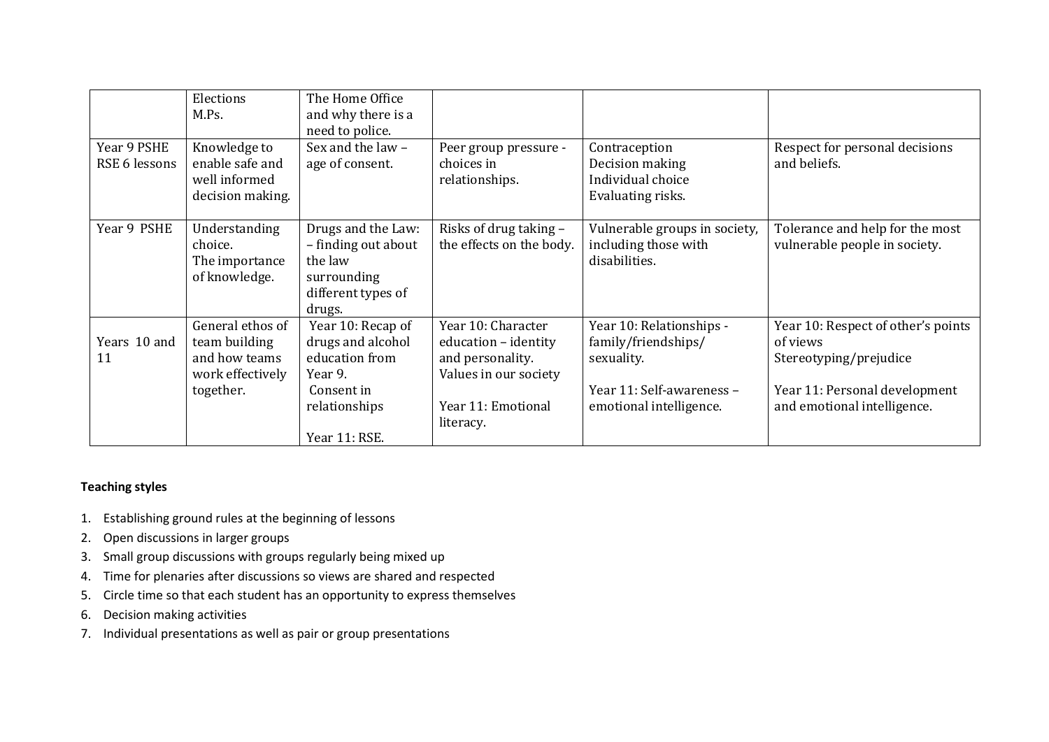| | | | | | |
|---|---|---|---|---|---|
| | Elections<br>M.Ps. | The Home Office and why there is a need to police. | | | |
| Year 9 PSHE RSE 6 lessons | Knowledge to enable safe and well informed decision making. | Sex and the law – age of consent. | Peer group pressure - choices in relationships. | Contraception<br>Decision making<br>Individual choice<br>Evaluating risks. | Respect for personal decisions and beliefs. |
| Year 9 PSHE | Understanding choice.<br>The importance of knowledge. | Drugs and the Law: – finding out about the law surrounding different types of drugs. | Risks of drug taking – the effects on the body. | Vulnerable groups in society, including those with disabilities. | Tolerance and help for the most vulnerable people in society. |
| Years 10 and 11 | General ethos of team building and how teams work effectively together. | Year 10: Recap of drugs and alcohol education from Year 9.<br>Consent in relationships<br><br>Year 11: RSE. | Year 10: Character education – identity and personality.<br>Values in our society<br><br>Year 11: Emotional literacy. | Year 10: Relationships - family/friendships/ sexuality.<br><br>Year 11: Self-awareness – emotional intelligence. | Year 10: Respect of other's points of views<br>Stereotyping/prejudice<br><br>Year 11: Personal development and emotional intelligence. |

**Teaching styles**

1. Establishing ground rules at the beginning of lessons
2. Open discussions in larger groups
3. Small group discussions with groups regularly being mixed up
4. Time for plenaries after discussions so views are shared and respected
5. Circle time so that each student has an opportunity to express themselves
6. Decision making activities
7. Individual presentations as well as pair or group presentations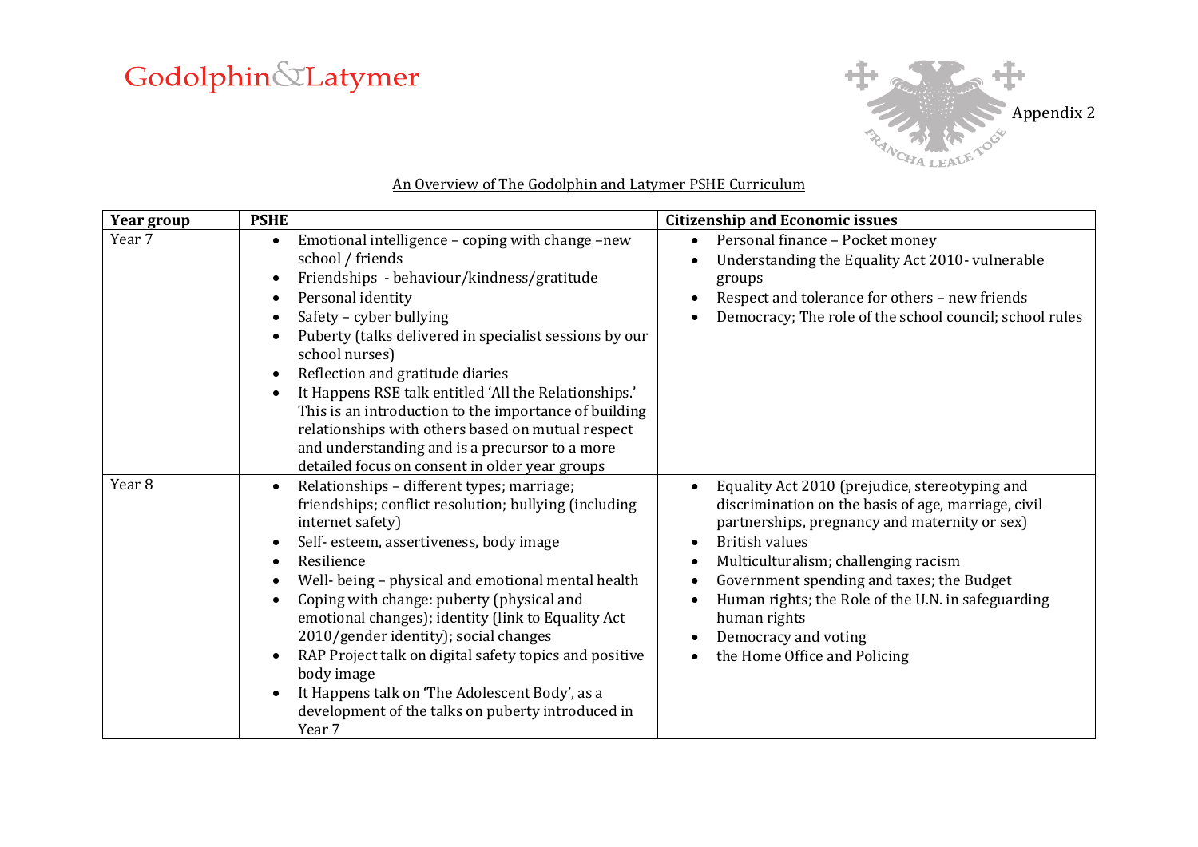Godolphin&Latymer

Appendix 2

An Overview of The Godolphin and Latymer PSHE Curriculum

| Year group | PSHE | Citizenship and Economic issues |
|---|---|---|
| Year 7 | • Emotional intelligence – coping with change –new school / friends<br>• Friendships - behaviour/kindness/gratitude<br>• Personal identity<br>• Safety – cyber bullying<br>• Puberty (talks delivered in specialist sessions by our school nurses)<br>• Reflection and gratitude diaries<br>• It Happens RSE talk entitled 'All the Relationships.' This is an introduction to the importance of building relationships with others based on mutual respect and understanding and is a precursor to a more detailed focus on consent in older year groups | • Personal finance – Pocket money<br>• Understanding the Equality Act 2010- vulnerable groups<br>• Respect and tolerance for others – new friends<br>• Democracy; The role of the school council; school rules |
| Year 8 | • Relationships – different types; marriage; friendships; conflict resolution; bullying (including internet safety)<br>• Self- esteem, assertiveness, body image<br>• Resilience<br>• Well- being – physical and emotional mental health<br>• Coping with change: puberty (physical and emotional changes); identity (link to Equality Act 2010/gender identity); social changes<br>• RAP Project talk on digital safety topics and positive body image<br>• It Happens talk on 'The Adolescent Body', as a development of the talks on puberty introduced in Year 7 | • Equality Act 2010 (prejudice, stereotyping and discrimination on the basis of age, marriage, civil partnerships, pregnancy and maternity or sex)<br>• British values<br>• Multiculturalism; challenging racism<br>• Government spending and taxes; the Budget<br>• Human rights; the Role of the U.N. in safeguarding human rights<br>• Democracy and voting<br>• the Home Office and Policing |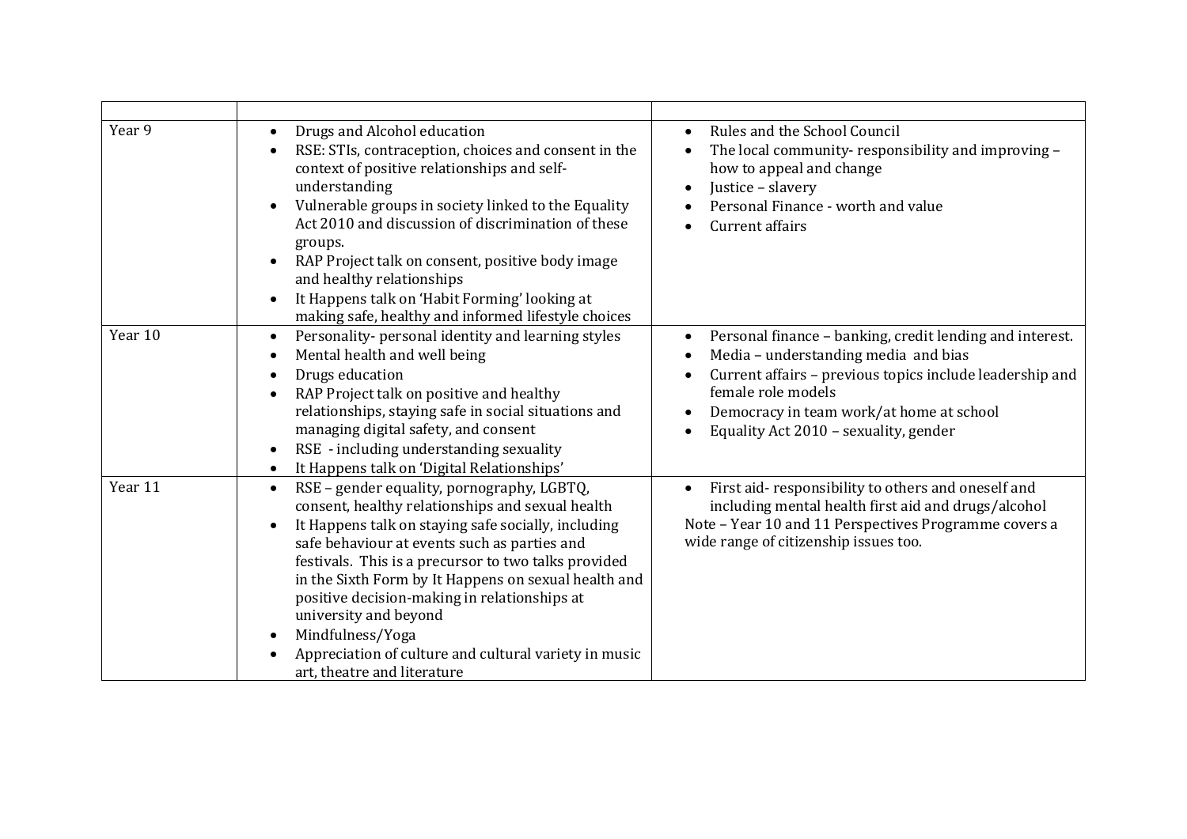| | | |
|---|---|---|
| Year 9 | • Drugs and Alcohol education<br>• RSE: STIs, contraception, choices and consent in the context of positive relationships and self-understanding<br>• Vulnerable groups in society linked to the Equality Act 2010 and discussion of discrimination of these groups.<br>• RAP Project talk on consent, positive body image and healthy relationships<br>• It Happens talk on 'Habit Forming' looking at making safe, healthy and informed lifestyle choices | • Rules and the School Council<br>• The local community- responsibility and improving – how to appeal and change<br>• Justice – slavery<br>• Personal Finance - worth and value<br>• Current affairs |
| Year 10 | • Personality- personal identity and learning styles<br>• Mental health and well being<br>• Drugs education<br>• RAP Project talk on positive and healthy relationships, staying safe in social situations and managing digital safety, and consent<br>• RSE - including understanding sexuality<br>• It Happens talk on 'Digital Relationships' | • Personal finance – banking, credit lending and interest.<br>• Media – understanding media and bias<br>• Current affairs – previous topics include leadership and female role models<br>• Democracy in team work/at home at school<br>• Equality Act 2010 – sexuality, gender |
| Year 11 | • RSE – gender equality, pornography, LGBTQ, consent, healthy relationships and sexual health<br>• It Happens talk on staying safe socially, including safe behaviour at events such as parties and festivals. This is a precursor to two talks provided in the Sixth Form by It Happens on sexual health and positive decision-making in relationships at university and beyond<br>• Mindfulness/Yoga<br>• Appreciation of culture and cultural variety in music art, theatre and literature | • First aid- responsibility to others and oneself and including mental health first aid and drugs/alcohol<br>Note – Year 10 and 11 Perspectives Programme covers a wide range of citizenship issues too. |